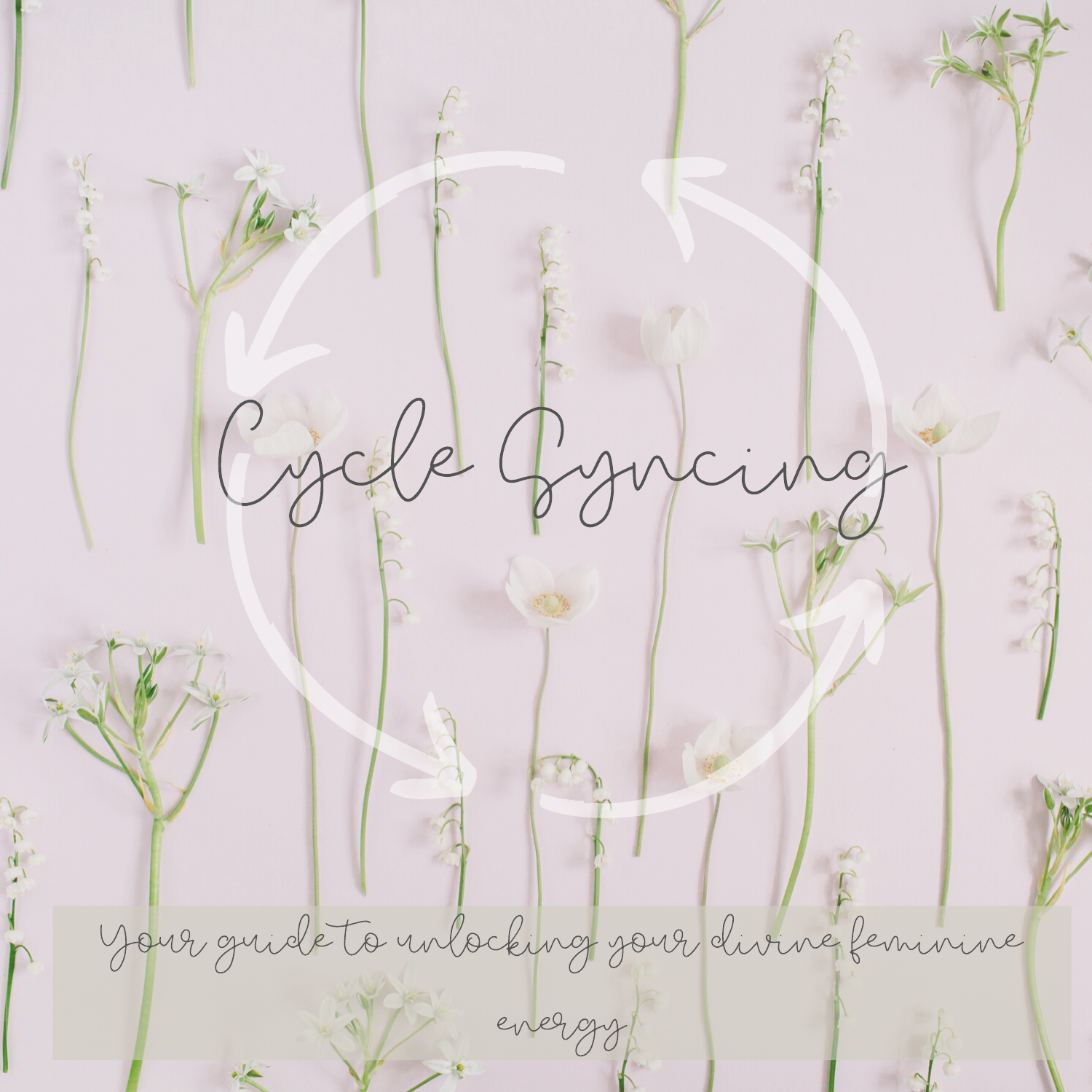# Cycle Syncing

Your guide to unlocking your divine feminine energy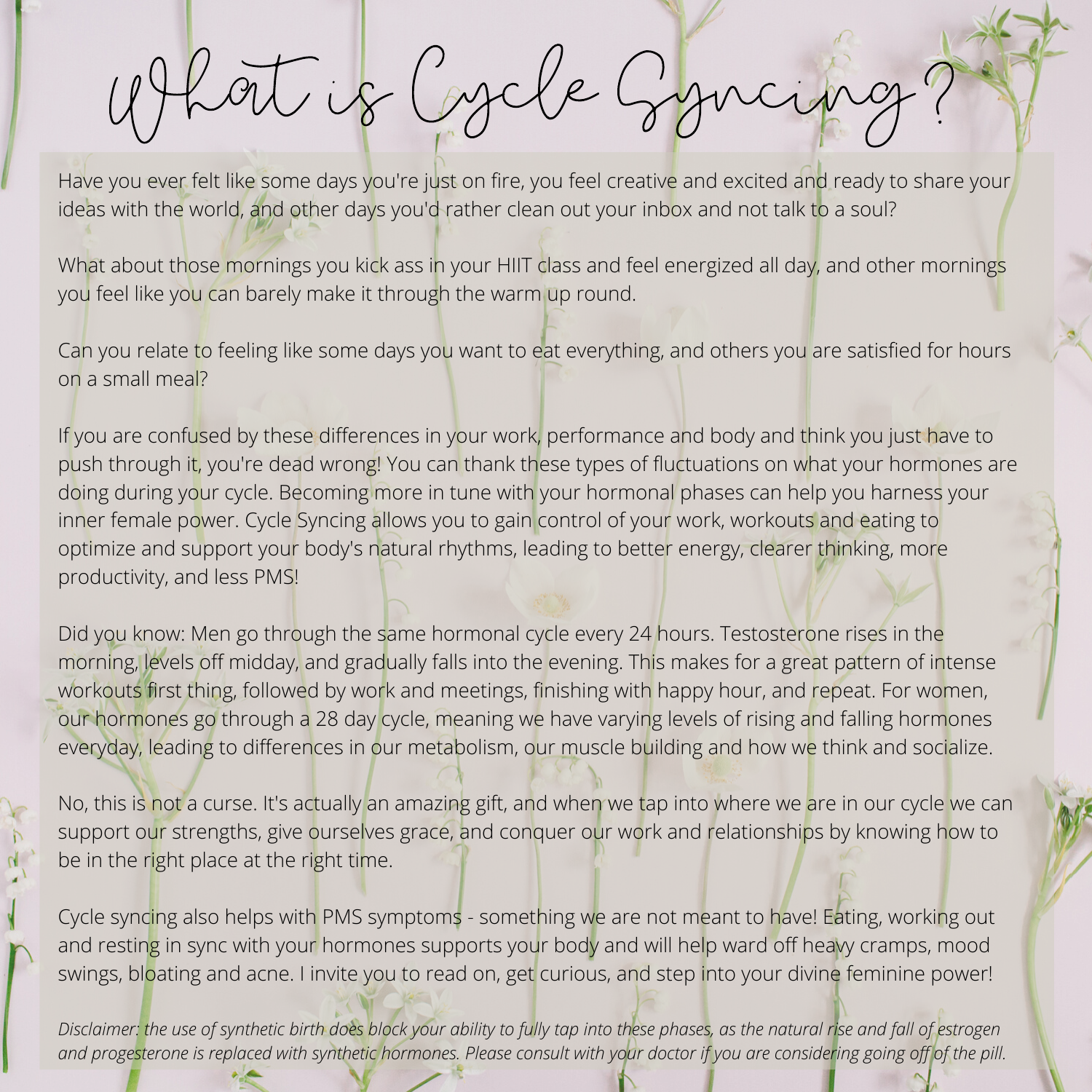# What is Cycle Syncing?

Have you ever felt like some days you're just on fire, you feel creative and excited and ready to share your ideas with the world, and other days you'd rather clean out your inbox and not talk to a soul?

What about those mornings you kick ass in your HIIT class and feel energized all day, and other mornings you feel like you can barely make it through the warm up round.

Can you relate to feeling like some days you want to eat everything, and others you are satisfied for hours on a small meal?

If you are confused by these differences in your work, performance and body and think you just have to push through it, you're dead wrong! You can thank these types of fluctuations on what your hormones are doing during your cycle. Becoming more in tune with your hormonal phases can help you harness your inner female power. Cycle Syncing allows you to gain control of your work, workouts and eating to optimize and support your body's natural rhythms, leading to better energy, clearer thinking, more productivity, and less PMS!

Did you know: Men go through the same hormonal cycle every 24 hours. Testosterone rises in the morning, levels off midday, and gradually falls into the evening. This makes for a great pattern of intense workouts first thing, followed by work and meetings, finishing with happy hour, and repeat. For women, our hormones go through a 28 day cycle, meaning we have varying levels of rising and falling hormones everyday, leading to differences in our metabolism, our muscle building and how we think and socialize.

No, this is not a curse. It's actually an amazing gift, and when we tap into where we are in our cycle we can support our strengths, give ourselves grace, and conquer our work and relationships by knowing how to be in the right place at the right time.

Cycle syncing also helps with PMS symptoms - something we are not meant to have! Eating, working out and resting in sync with your hormones supports your body and will help ward off heavy cramps, mood swings, bloating and acne. I invite you to read on, get curious, and step into your divine feminine power!

*Disclaimer: the use of synthetic birth does block your ability to fully tap into these phases, as the natural rise and fall of estrogen and progesterone is replaced with synthetic hormones. Please consult with your doctor if you are considering going off of the pill.*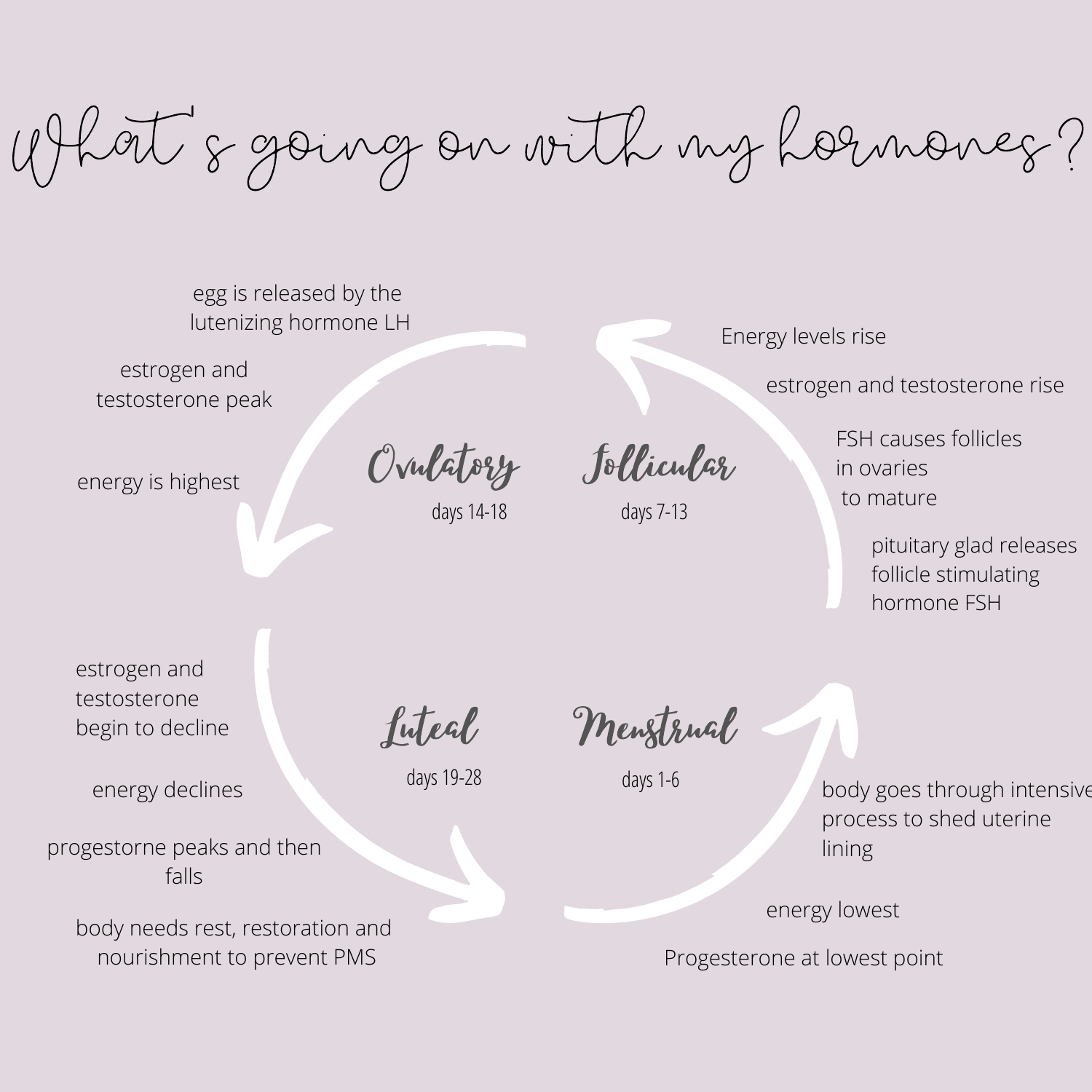# What's going on with my hormones?

## Menstrual
days 1-6

- body goes through intensive process to shed uterine lining
- energy lowest
- Progesterone at lowest point

## Follicular
days 7-13

- pituitary glad releases follicle stimulating hormone FSH
- FSH causes follicles in ovaries to mature
- estrogen and testosterone rise
- Energy levels rise

## Ovulatory
days 14-18

- egg is released by the lutenizing hormone LH
- estrogen and testosterone peak
- energy is highest

## Luteal
days 19-28

- estrogen and testosterone begin to decline
- energy declines
- progestorne peaks and then falls
- body needs rest, restoration and nourishment to prevent PMS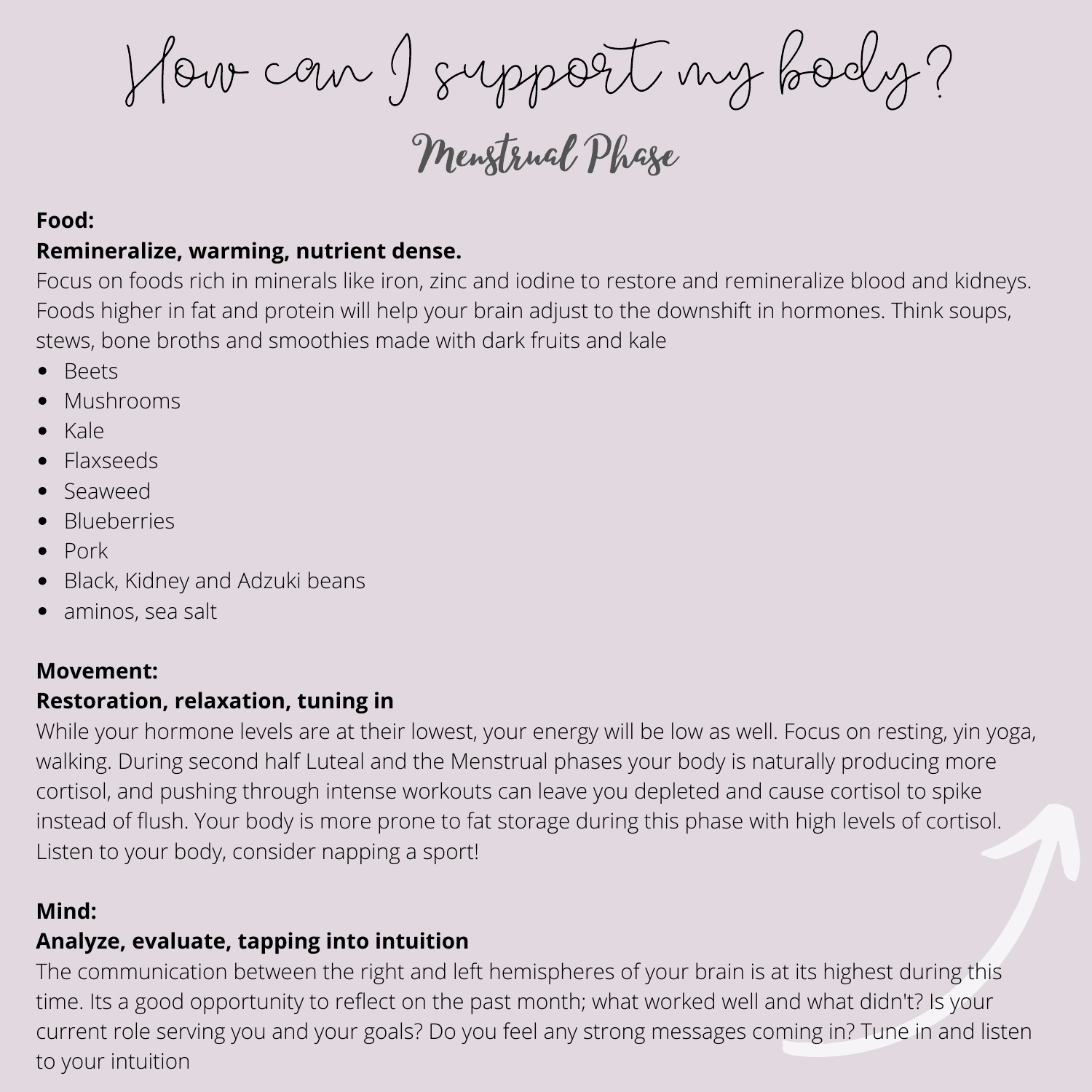# How can I support my body?

## Menstrual Phase

**Food:**
**Remineralize, warming, nutrient dense.**
Focus on foods rich in minerals like iron, zinc and iodine to restore and remineralize blood and kidneys. Foods higher in fat and protein will help your brain adjust to the downshift in hormones. Think soups, stews, bone broths and smoothies made with dark fruits and kale

- Beets
- Mushrooms
- Kale
- Flaxseeds
- Seaweed
- Blueberries
- Pork
- Black, Kidney and Adzuki beans
- aminos, sea salt

**Movement:**
**Restoration, relaxation, tuning in**
While your hormone levels are at their lowest, your energy will be low as well. Focus on resting, yin yoga, walking. During second half Luteal and the Menstrual phases your body is naturally producing more cortisol, and pushing through intense workouts can leave you depleted and cause cortisol to spike instead of flush. Your body is more prone to fat storage during this phase with high levels of cortisol. Listen to your body, consider napping a sport!

**Mind:**
**Analyze, evaluate, tapping into intuition**
The communication between the right and left hemispheres of your brain is at its highest during this time. Its a good opportunity to reflect on the past month; what worked well and what didn't? Is your current role serving you and your goals? Do you feel any strong messages coming in? Tune in and listen to your intuition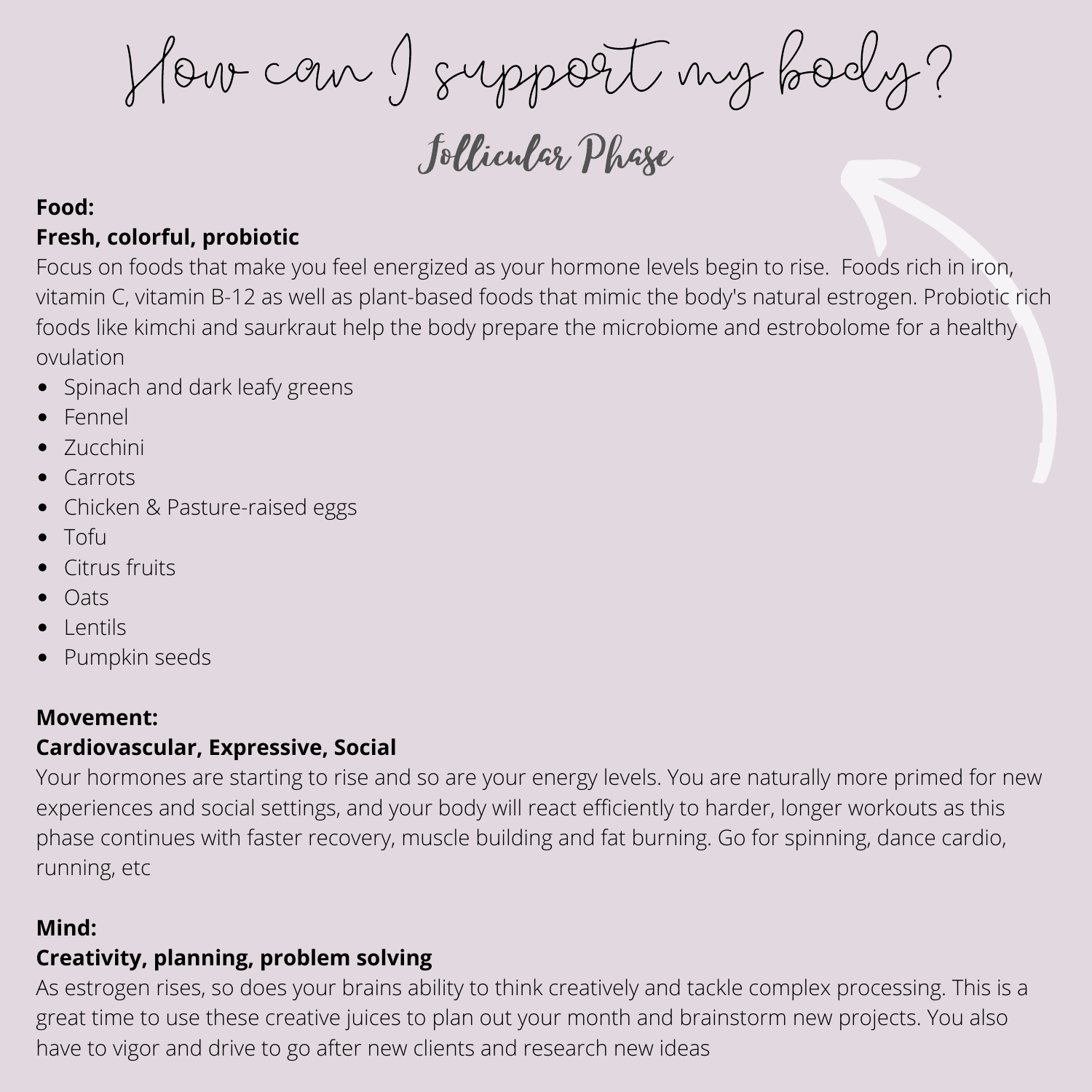# How can I support my body?

## Follicular Phase

**Food:**
**Fresh, colorful, probiotic**
Focus on foods that make you feel energized as your hormone levels begin to rise.  Foods rich in iron, vitamin C, vitamin B-12 as well as plant-based foods that mimic the body's natural estrogen. Probiotic rich foods like kimchi and saurkraut help the body prepare the microbiome and estrobolome for a healthy ovulation

- Spinach and dark leafy greens
- Fennel
- Zucchini
- Carrots
- Chicken & Pasture-raised eggs
- Tofu
- Citrus fruits
- Oats
- Lentils
- Pumpkin seeds

**Movement:**
**Cardiovascular, Expressive, Social**
Your hormones are starting to rise and so are your energy levels. You are naturally more primed for new experiences and social settings, and your body will react efficiently to harder, longer workouts as this phase continues with faster recovery, muscle building and fat burning. Go for spinning, dance cardio, running, etc

**Mind:**
**Creativity, planning, problem solving**
As estrogen rises, so does your brains ability to think creatively and tackle complex processing. This is a great time to use these creative juices to plan out your month and brainstorm new projects. You also have to vigor and drive to go after new clients and research new ideas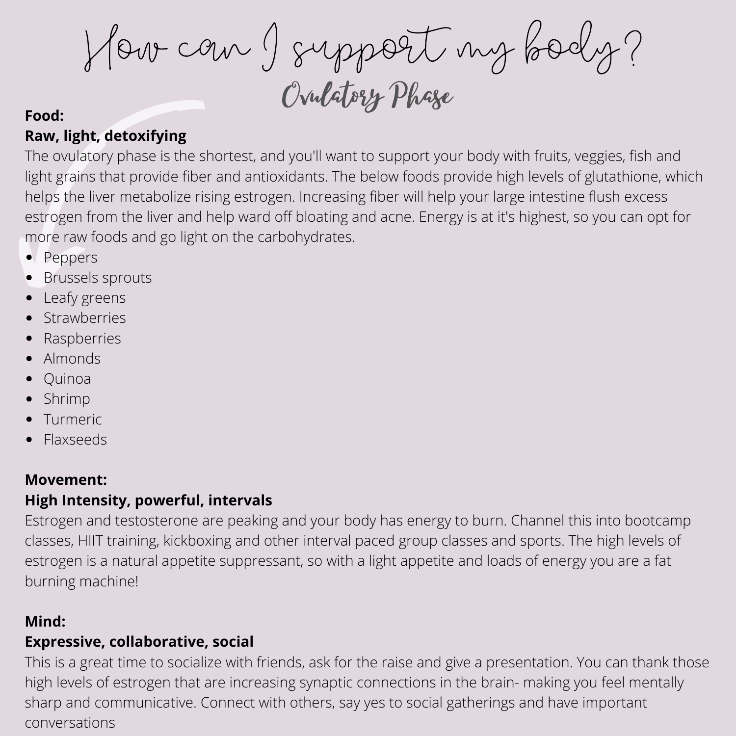# How can I support my body?

## Ovulatory Phase

**Food:**
**Raw, light, detoxifying**

The ovulatory phase is the shortest, and you'll want to support your body with fruits, veggies, fish and light grains that provide fiber and antioxidants. The below foods provide high levels of glutathione, which helps the liver metabolize rising estrogen. Increasing fiber will help your large intestine flush excess estrogen from the liver and help ward off bloating and acne. Energy is at it's highest, so you can opt for more raw foods and go light on the carbohydrates.

- Peppers
- Brussels sprouts
- Leafy greens
- Strawberries
- Raspberries
- Almonds
- Quinoa
- Shrimp
- Turmeric
- Flaxseeds

**Movement:**
**High Intensity, powerful, intervals**

Estrogen and testosterone are peaking and your body has energy to burn. Channel this into bootcamp classes, HIIT training, kickboxing and other interval paced group classes and sports. The high levels of estrogen is a natural appetite suppressant, so with a light appetite and loads of energy you are a fat burning machine!

**Mind:**
**Expressive, collaborative, social**

This is a great time to socialize with friends, ask for the raise and give a presentation. You can thank those high levels of estrogen that are increasing synaptic connections in the brain- making you feel mentally sharp and communicative. Connect with others, say yes to social gatherings and have important conversations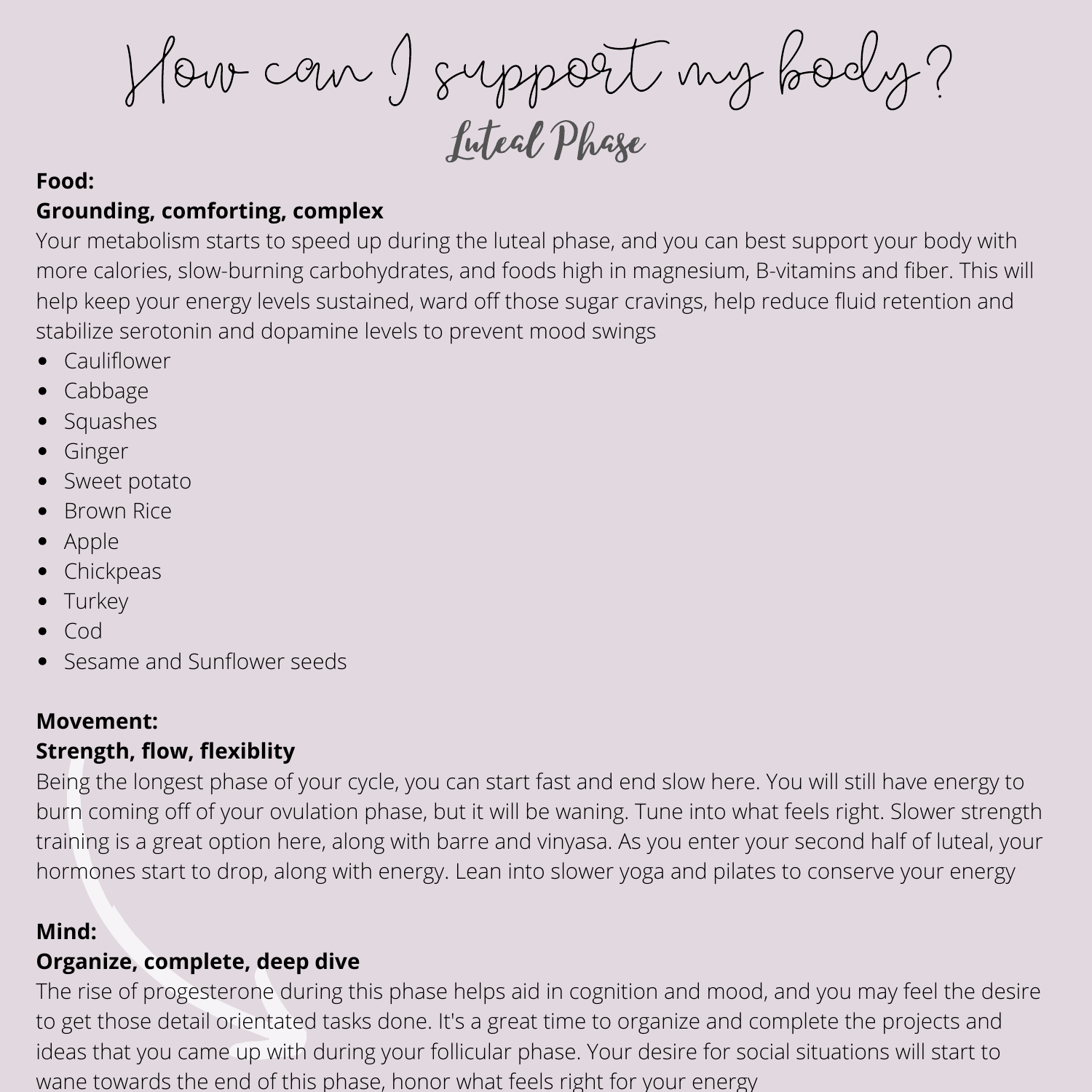# How can I support my body?

## Luteal Phase

**Food:**
**Grounding, comforting, complex**

Your metabolism starts to speed up during the luteal phase, and you can best support your body with more calories, slow-burning carbohydrates, and foods high in magnesium, B-vitamins and fiber. This will help keep your energy levels sustained, ward off those sugar cravings, help reduce fluid retention and stabilize serotonin and dopamine levels to prevent mood swings

- Cauliflower
- Cabbage
- Squashes
- Ginger
- Sweet potato
- Brown Rice
- Apple
- Chickpeas
- Turkey
- Cod
- Sesame and Sunflower seeds

**Movement:**
**Strength, flow, flexiblity**

Being the longest phase of your cycle, you can start fast and end slow here. You will still have energy to burn coming off of your ovulation phase, but it will be waning. Tune into what feels right. Slower strength training is a great option here, along with barre and vinyasa. As you enter your second half of luteal, your hormones start to drop, along with energy. Lean into slower yoga and pilates to conserve your energy

**Mind:**
**Organize, complete, deep dive**

The rise of progesterone during this phase helps aid in cognition and mood, and you may feel the desire to get those detail orientated tasks done. It's a great time to organize and complete the projects and ideas that you came up with during your follicular phase. Your desire for social situations will start to wane towards the end of this phase, honor what feels right for your energy